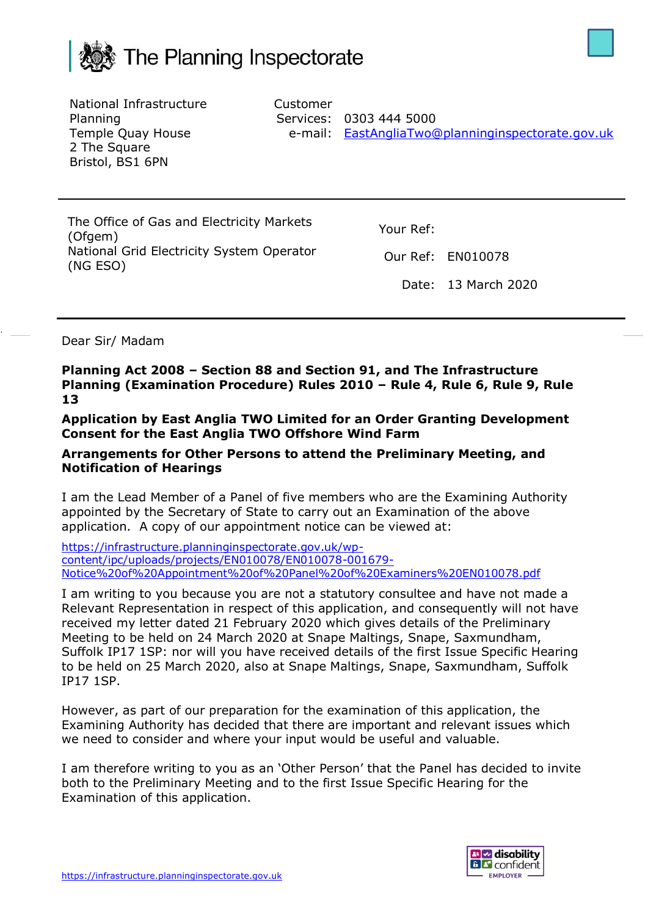# The Planning Inspectorate

National Infrastructure Planning
Temple Quay House
2 The Square
Bristol, BS1 6PN

Customer Services: 0303 444 5000
e-mail: EastAngliaTwo@planninginspectorate.gov.uk

The Office of Gas and Electricity Markets (Ofgem)
National Grid Electricity System Operator (NG ESO)

Your Ref:

Our Ref: EN010078

Date: 13 March 2020

Dear Sir/ Madam

**Planning Act 2008 – Section 88 and Section 91, and The Infrastructure Planning (Examination Procedure) Rules 2010 – Rule 4, Rule 6, Rule 9, Rule 13**

**Application by East Anglia TWO Limited for an Order Granting Development Consent for the East Anglia TWO Offshore Wind Farm**

**Arrangements for Other Persons to attend the Preliminary Meeting, and Notification of Hearings**

I am the Lead Member of a Panel of five members who are the Examining Authority appointed by the Secretary of State to carry out an Examination of the above application. A copy of our appointment notice can be viewed at:

https://infrastructure.planninginspectorate.gov.uk/wp-content/ipc/uploads/projects/EN010078/EN010078-001679-Notice%20of%20Appointment%20of%20Panel%20of%20Examiners%20EN010078.pdf

I am writing to you because you are not a statutory consultee and have not made a Relevant Representation in respect of this application, and consequently will not have received my letter dated 21 February 2020 which gives details of the Preliminary Meeting to be held on 24 March 2020 at Snape Maltings, Snape, Saxmundham, Suffolk IP17 1SP: nor will you have received details of the first Issue Specific Hearing to be held on 25 March 2020, also at Snape Maltings, Snape, Saxmundham, Suffolk IP17 1SP.

However, as part of our preparation for the examination of this application, the Examining Authority has decided that there are important and relevant issues which we need to consider and where your input would be useful and valuable.

I am therefore writing to you as an 'Other Person' that the Panel has decided to invite both to the Preliminary Meeting and to the first Issue Specific Hearing for the Examination of this application.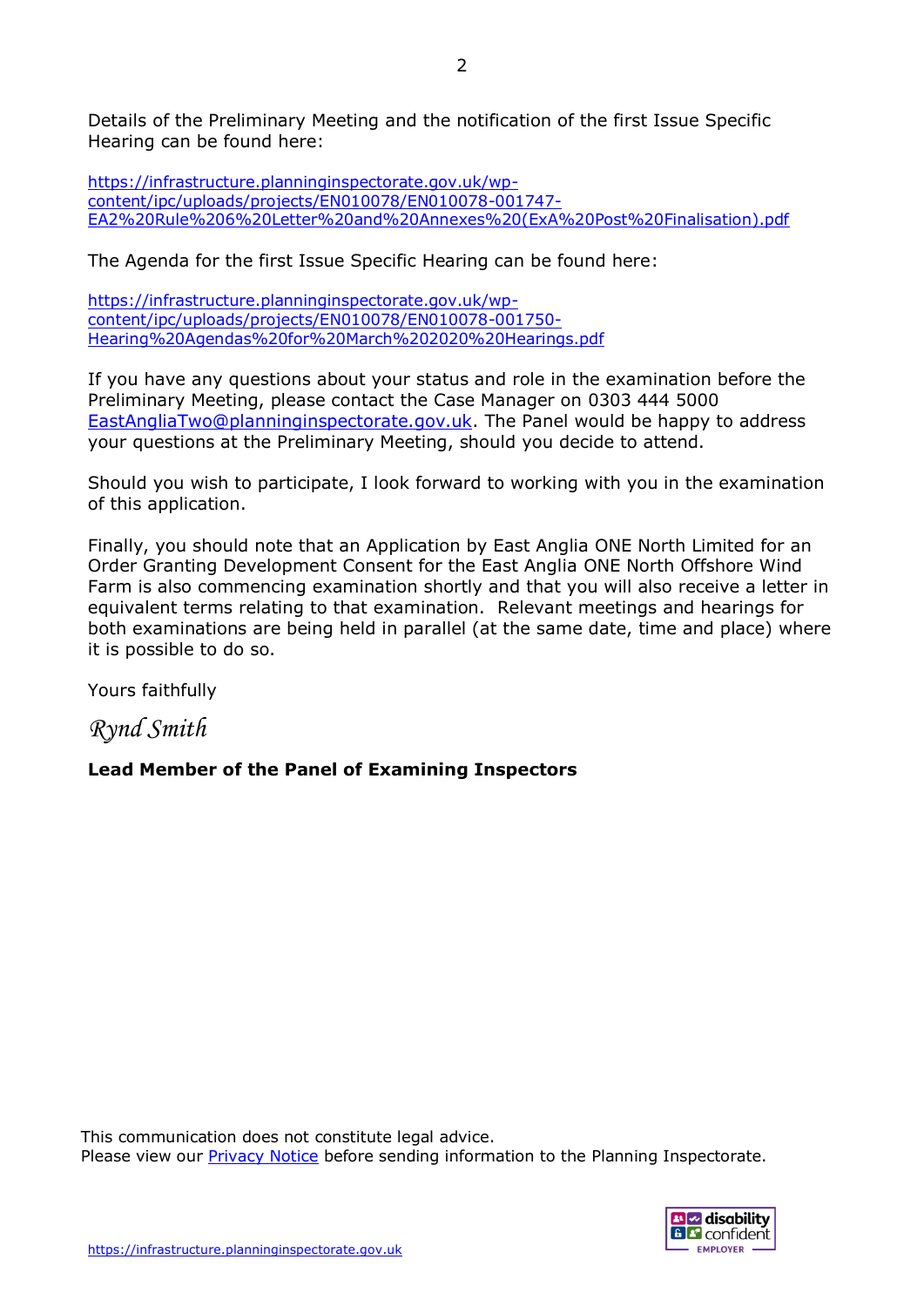Details of the Preliminary Meeting and the notification of the first Issue Specific Hearing can be found here:

https://infrastructure.planninginspectorate.gov.uk/wp-content/ipc/uploads/projects/EN010078/EN010078-001747-EA2%20Rule%206%20Letter%20and%20Annexes%20(ExA%20Post%20Finalisation).pdf

The Agenda for the first Issue Specific Hearing can be found here:

https://infrastructure.planninginspectorate.gov.uk/wp-content/ipc/uploads/projects/EN010078/EN010078-001750-Hearing%20Agendas%20for%20March%202020%20Hearings.pdf

If you have any questions about your status and role in the examination before the Preliminary Meeting, please contact the Case Manager on 0303 444 5000 EastAngliaTwo@planninginspectorate.gov.uk. The Panel would be happy to address your questions at the Preliminary Meeting, should you decide to attend.

Should you wish to participate, I look forward to working with you in the examination of this application.

Finally, you should note that an Application by East Anglia ONE North Limited for an Order Granting Development Consent for the East Anglia ONE North Offshore Wind Farm is also commencing examination shortly and that you will also receive a letter in equivalent terms relating to that examination. Relevant meetings and hearings for both examinations are being held in parallel (at the same date, time and place) where it is possible to do so.

Yours faithfully

*Rynd Smith*

**Lead Member of the Panel of Examining Inspectors**

This communication does not constitute legal advice.
Please view our Privacy Notice before sending information to the Planning Inspectorate.